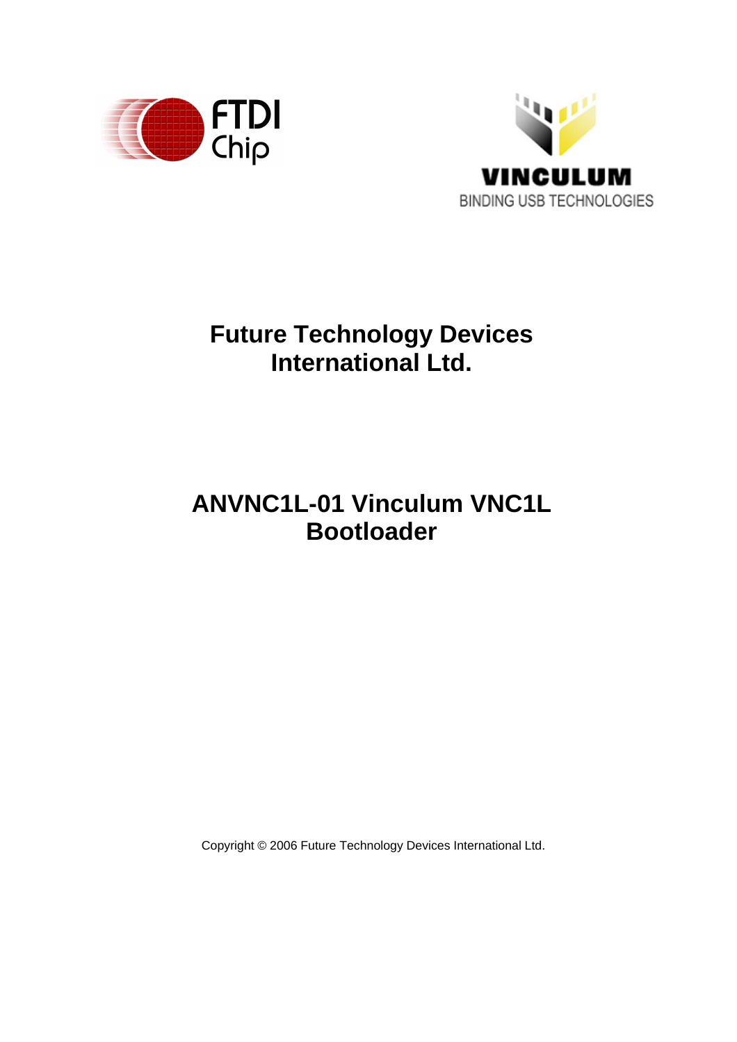FTDI Chip

VINCULUM
BINDING USB TECHNOLOGIES

# Future Technology Devices International Ltd.

# ANVNC1L-01 Vinculum VNC1L Bootloader

Copyright © 2006 Future Technology Devices International Ltd.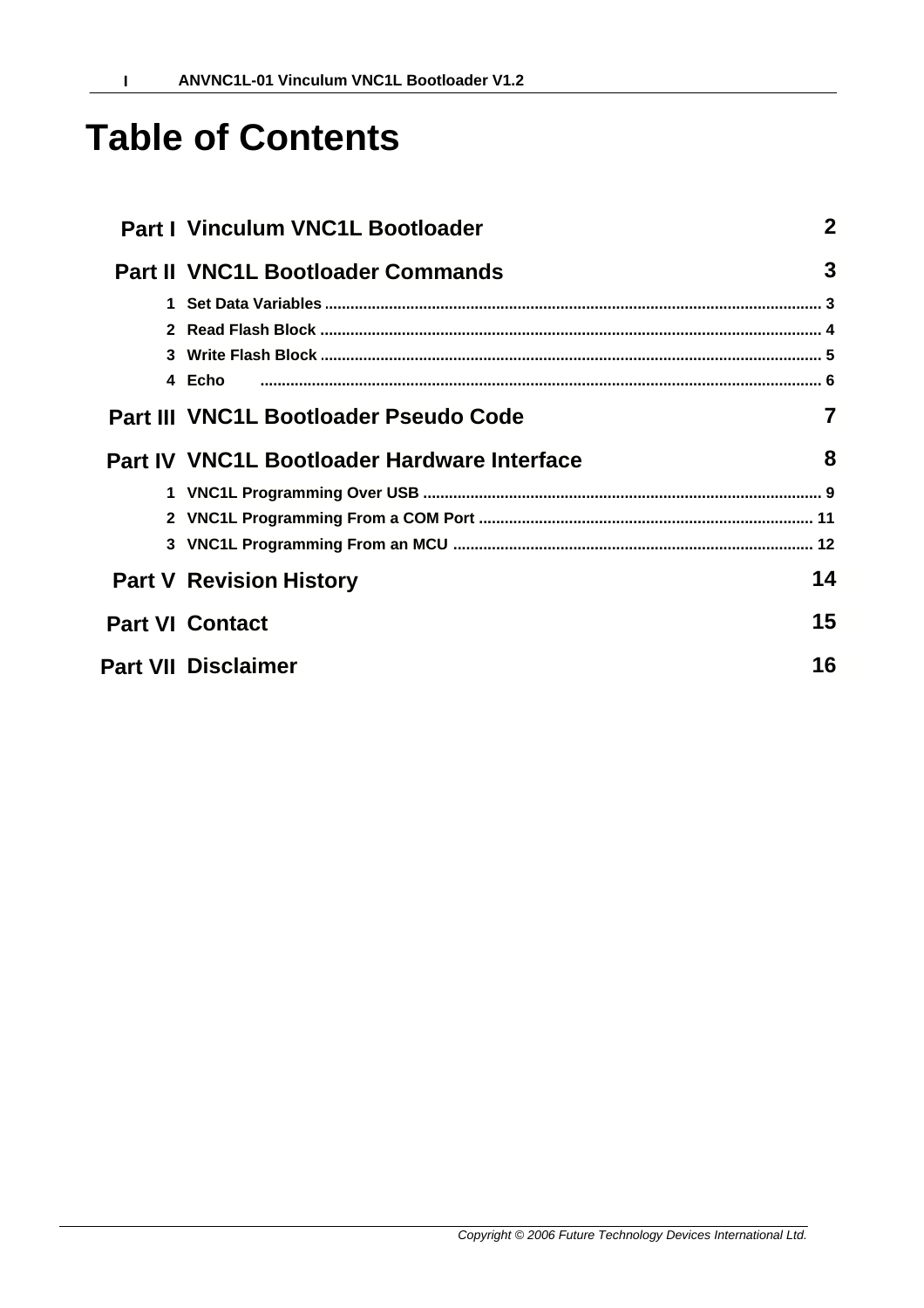# Table of Contents

**Part I Vinculum VNC1L Bootloader** — 2

**Part II VNC1L Bootloader Commands** — 3

1. Set Data Variables — 3
2. Read Flash Block — 4
3. Write Flash Block — 5
4. Echo — 6

**Part III VNC1L Bootloader Pseudo Code** — 7

**Part IV VNC1L Bootloader Hardware Interface** — 8

1. VNC1L Programming Over USB — 9
2. VNC1L Programming From a COM Port — 11
3. VNC1L Programming From an MCU — 12

**Part V Revision History** — 14

**Part VI Contact** — 15

**Part VII Disclaimer** — 16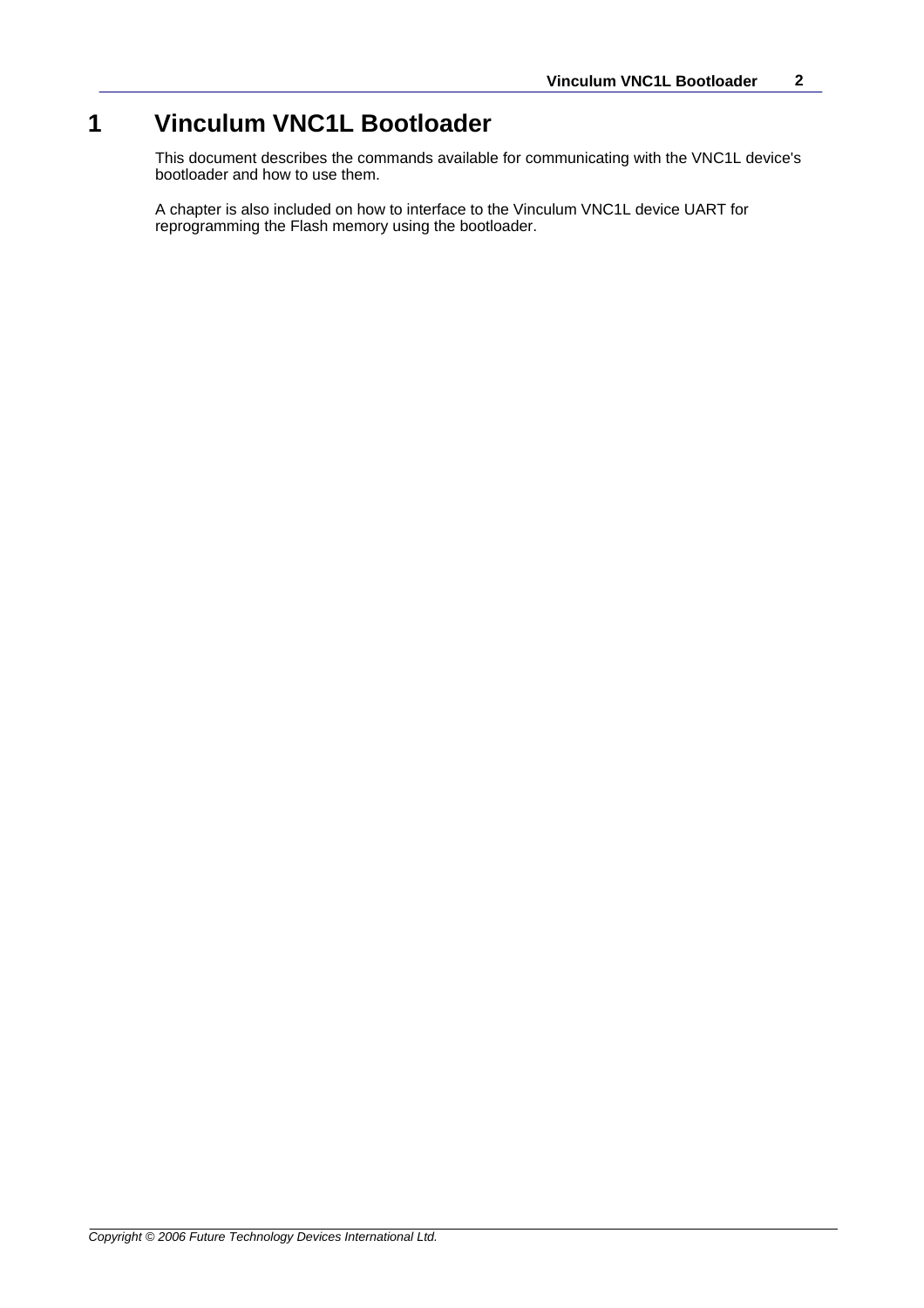# 1 Vinculum VNC1L Bootloader

This document describes the commands available for communicating with the VNC1L device's bootloader and how to use them.

A chapter is also included on how to interface to the Vinculum VNC1L device UART for reprogramming the Flash memory using the bootloader.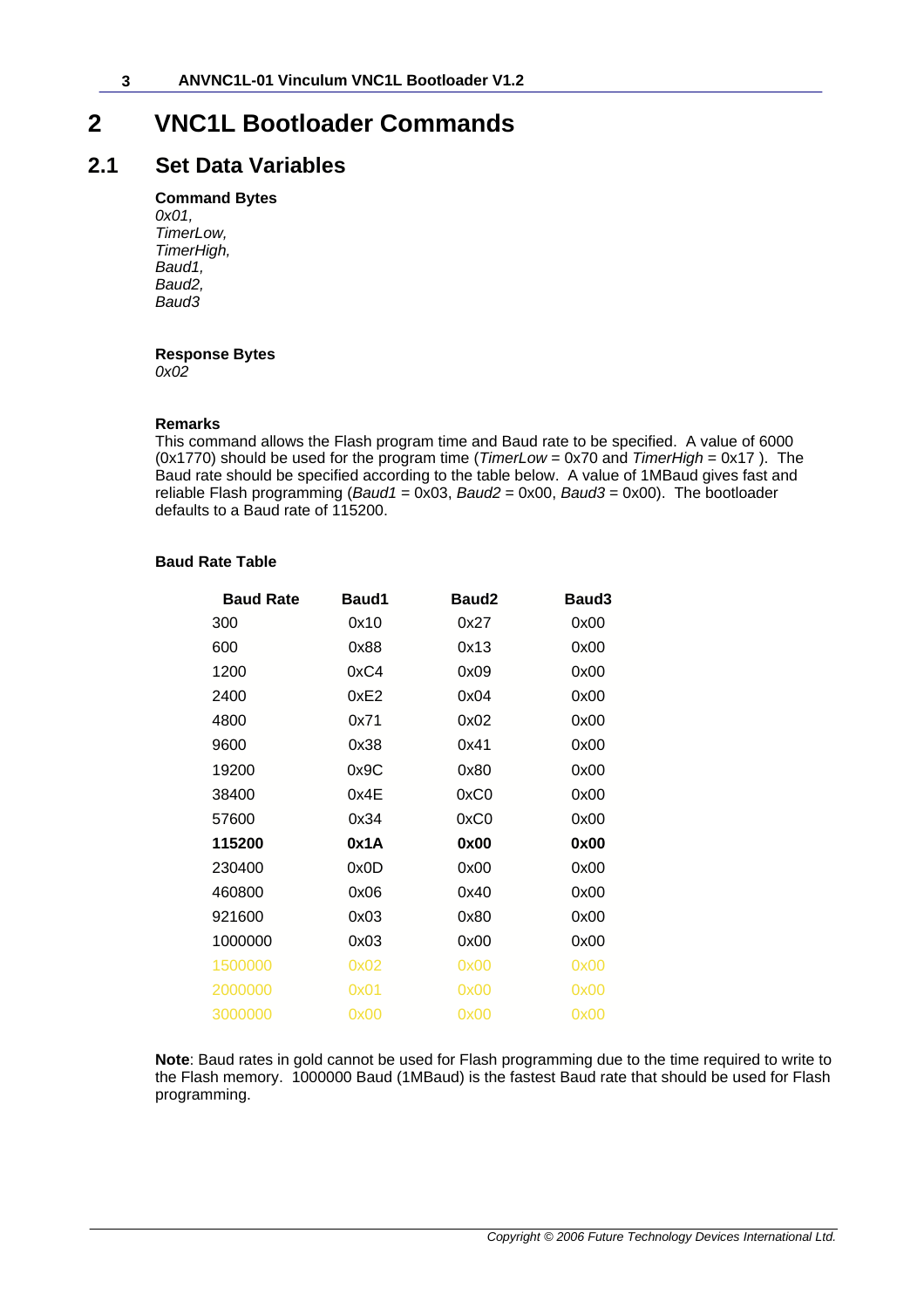# 2 VNC1L Bootloader Commands

## 2.1 Set Data Variables

**Command Bytes**

*0x01,*
*TimerLow,*
*TimerHigh,*
*Baud1,*
*Baud2,*
*Baud3*

**Response Bytes**

*0x02*

**Remarks**

This command allows the Flash program time and Baud rate to be specified. A value of 6000 (0x1770) should be used for the program time (*TimerLow* = 0x70 and *TimerHigh* = 0x17 ). The Baud rate should be specified according to the table below. A value of 1MBaud gives fast and reliable Flash programming (*Baud1* = 0x03, *Baud2* = 0x00, *Baud3* = 0x00). The bootloader defaults to a Baud rate of 115200.

**Baud Rate Table**

| Baud Rate | Baud1 | Baud2 | Baud3 |
|---|---|---|---|
| 300 | 0x10 | 0x27 | 0x00 |
| 600 | 0x88 | 0x13 | 0x00 |
| 1200 | 0xC4 | 0x09 | 0x00 |
| 2400 | 0xE2 | 0x04 | 0x00 |
| 4800 | 0x71 | 0x02 | 0x00 |
| 9600 | 0x38 | 0x41 | 0x00 |
| 19200 | 0x9C | 0x80 | 0x00 |
| 38400 | 0x4E | 0xC0 | 0x00 |
| 57600 | 0x34 | 0xC0 | 0x00 |
| **115200** | **0x1A** | **0x00** | **0x00** |
| 230400 | 0x0D | 0x00 | 0x00 |
| 460800 | 0x06 | 0x40 | 0x00 |
| 921600 | 0x03 | 0x80 | 0x00 |
| 1000000 | 0x03 | 0x00 | 0x00 |
| 1500000 | 0x02 | 0x00 | 0x00 |
| 2000000 | 0x01 | 0x00 | 0x00 |
| 3000000 | 0x00 | 0x00 | 0x00 |

**Note**: Baud rates in gold cannot be used for Flash programming due to the time required to write to the Flash memory. 1000000 Baud (1MBaud) is the fastest Baud rate that should be used for Flash programming.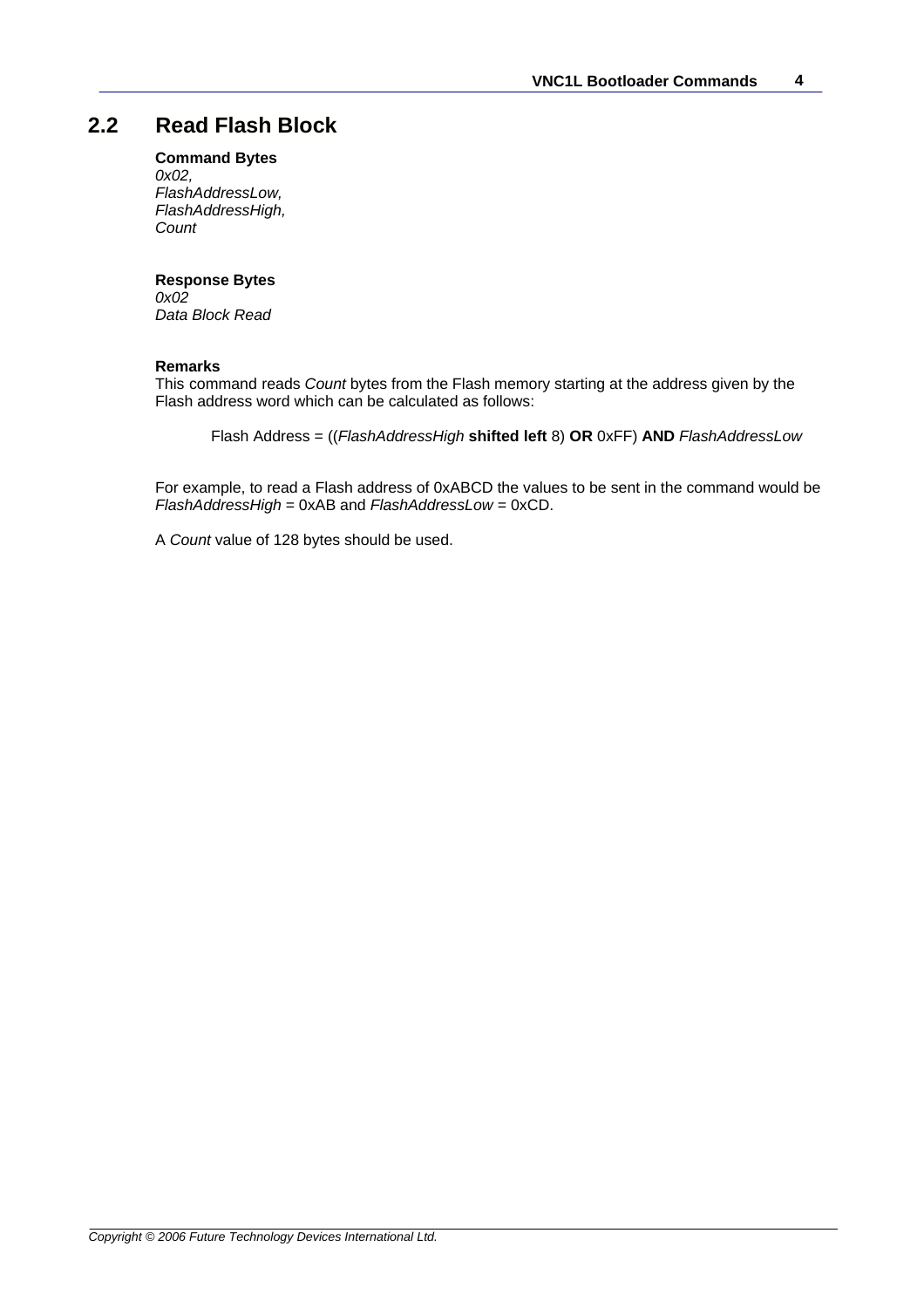## 2.2 Read Flash Block

**Command Bytes**
*0x02,*
*FlashAddressLow,*
*FlashAddressHigh,*
*Count*

**Response Bytes**
*0x02*
*Data Block Read*

**Remarks**
This command reads *Count* bytes from the Flash memory starting at the address given by the Flash address word which can be calculated as follows:

> Flash Address = ((*FlashAddressHigh* **shifted left** 8) **OR** 0xFF) **AND** *FlashAddressLow*

For example, to read a Flash address of 0xABCD the values to be sent in the command would be *FlashAddressHigh* = 0xAB and *FlashAddressLow* = 0xCD.

A *Count* value of 128 bytes should be used.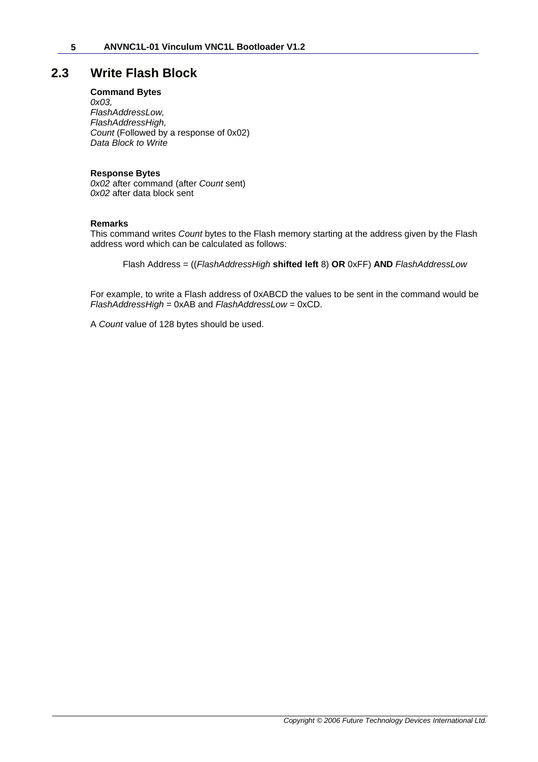## 2.3 Write Flash Block

**Command Bytes**
*0x03,*
*FlashAddressLow,*
*FlashAddressHigh,*
*Count* (Followed by a response of 0x02)
*Data Block to Write*

**Response Bytes**
*0x02* after command (after *Count* sent)
*0x02* after data block sent

**Remarks**
This command writes *Count* bytes to the Flash memory starting at the address given by the Flash address word which can be calculated as follows:

Flash Address = ((*FlashAddressHigh* **shifted left** 8) **OR** 0xFF) **AND** *FlashAddressLow*

For example, to write a Flash address of 0xABCD the values to be sent in the command would be *FlashAddressHigh* = 0xAB and *FlashAddressLow* = 0xCD.

A *Count* value of 128 bytes should be used.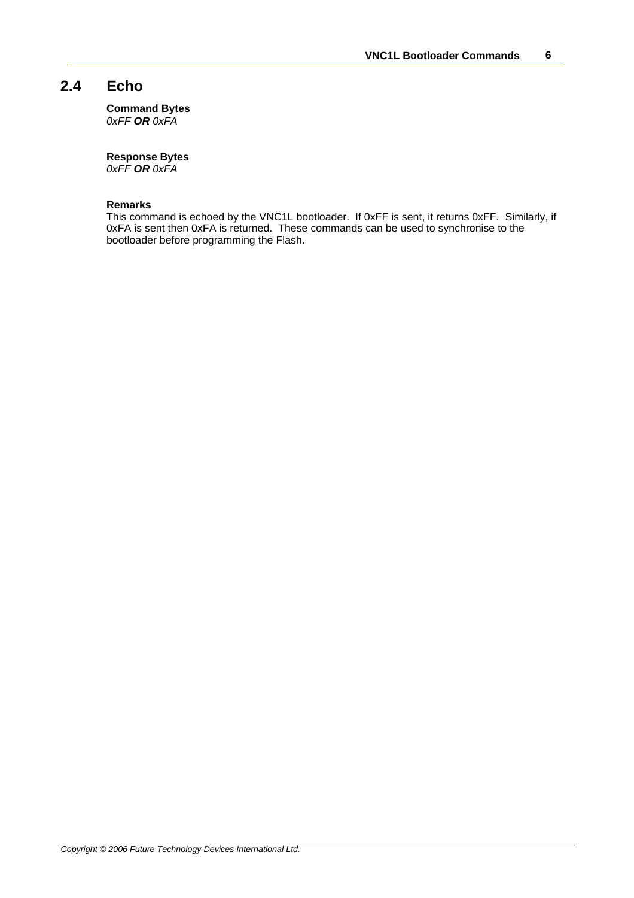## 2.4 Echo

**Command Bytes**
*0xFF* ***OR*** *0xFA*

**Response Bytes**
*0xFF* ***OR*** *0xFA*

**Remarks**
This command is echoed by the VNC1L bootloader. If 0xFF is sent, it returns 0xFF. Similarly, if 0xFA is sent then 0xFA is returned. These commands can be used to synchronise to the bootloader before programming the Flash.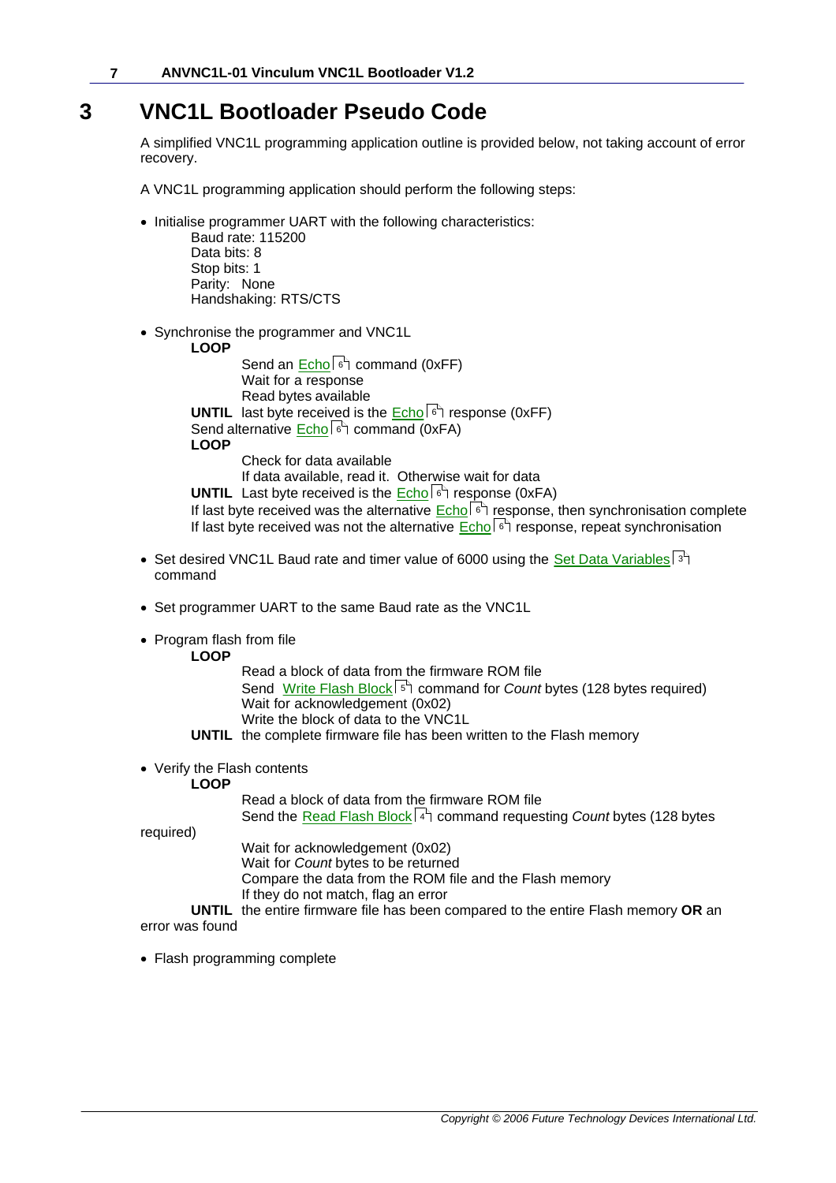# 3 VNC1L Bootloader Pseudo Code

A simplified VNC1L programming application outline is provided below, not taking account of error recovery.

A VNC1L programming application should perform the following steps:

- Initialise programmer UART with the following characteristics:
  - Baud rate: 115200
  - Data bits: 8
  - Stop bits: 1
  - Parity: None
  - Handshaking: RTS/CTS

- Synchronise the programmer and VNC1L

  **LOOP**
  - Send an Echo [6] command (0xFF)
  - Wait for a response
  - Read bytes available

  **UNTIL** last byte received is the Echo [6] response (0xFF)

  Send alternative Echo [6] command (0xFA)

  **LOOP**
  - Check for data available
  - If data available, read it. Otherwise wait for data

  **UNTIL** Last byte received is the Echo [6] response (0xFA)

  If last byte received was the alternative Echo [6] response, then synchronisation complete

  If last byte received was not the alternative Echo [6] response, repeat synchronisation

- Set desired VNC1L Baud rate and timer value of 6000 using the Set Data Variables [3] command

- Set programmer UART to the same Baud rate as the VNC1L

- Program flash from file

  **LOOP**
  - Read a block of data from the firmware ROM file
  - Send Write Flash Block [5] command for *Count* bytes (128 bytes required)
  - Wait for acknowledgement (0x02)
  - Write the block of data to the VNC1L

  **UNTIL** the complete firmware file has been written to the Flash memory

- Verify the Flash contents

  **LOOP**
  - Read a block of data from the firmware ROM file
  - Send the Read Flash Block [4] command requesting *Count* bytes (128 bytes required)
  - Wait for acknowledgement (0x02)
  - Wait for *Count* bytes to be returned
  - Compare the data from the ROM file and the Flash memory
  - If they do not match, flag an error

  **UNTIL** the entire firmware file has been compared to the entire Flash memory **OR** an error was found

- Flash programming complete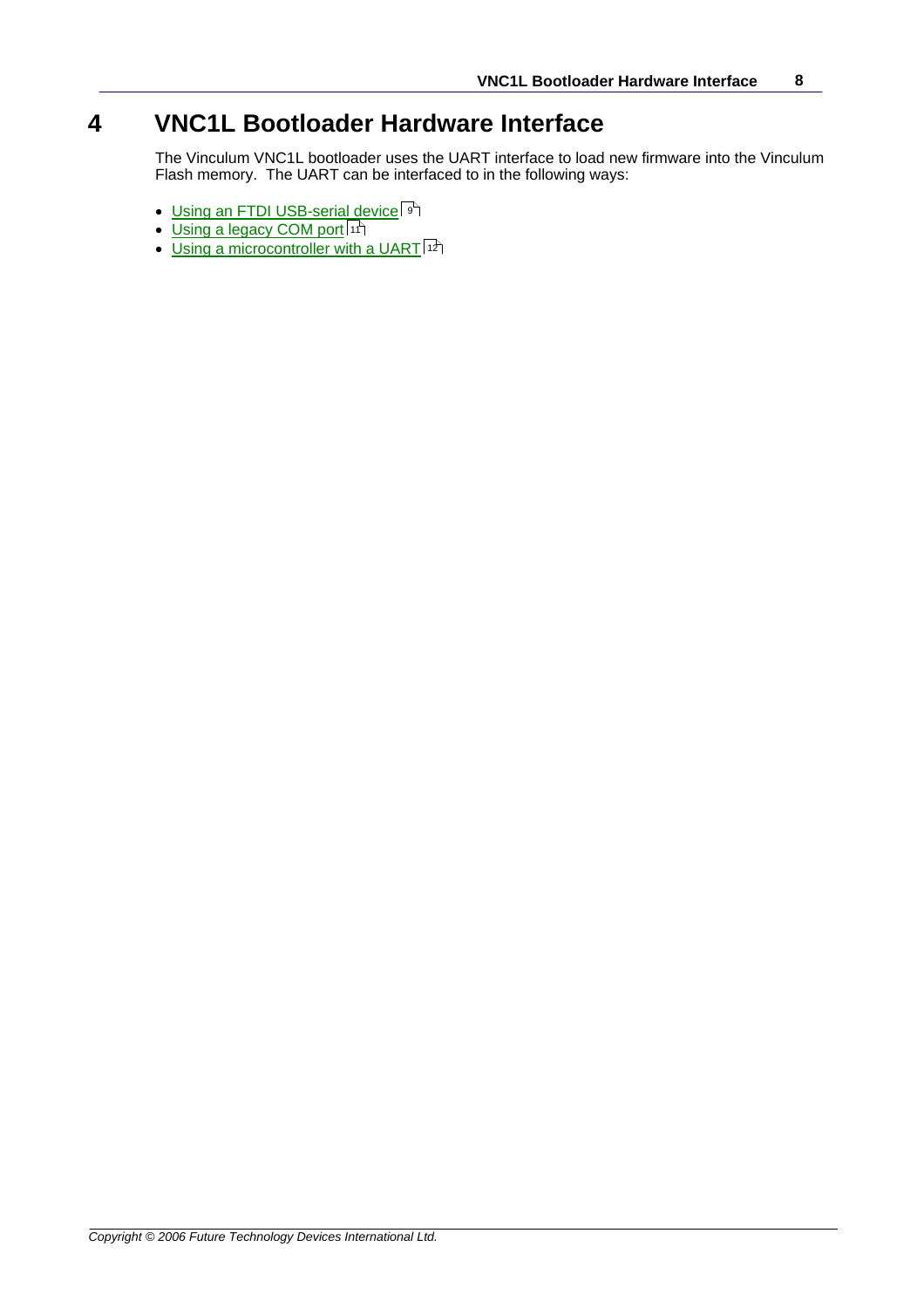# 4 VNC1L Bootloader Hardware Interface

The Vinculum VNC1L bootloader uses the UART interface to load new firmware into the Vinculum Flash memory. The UART can be interfaced to in the following ways:

- Using an FTDI USB-serial device 9
- Using a legacy COM port 11
- Using a microcontroller with a UART 12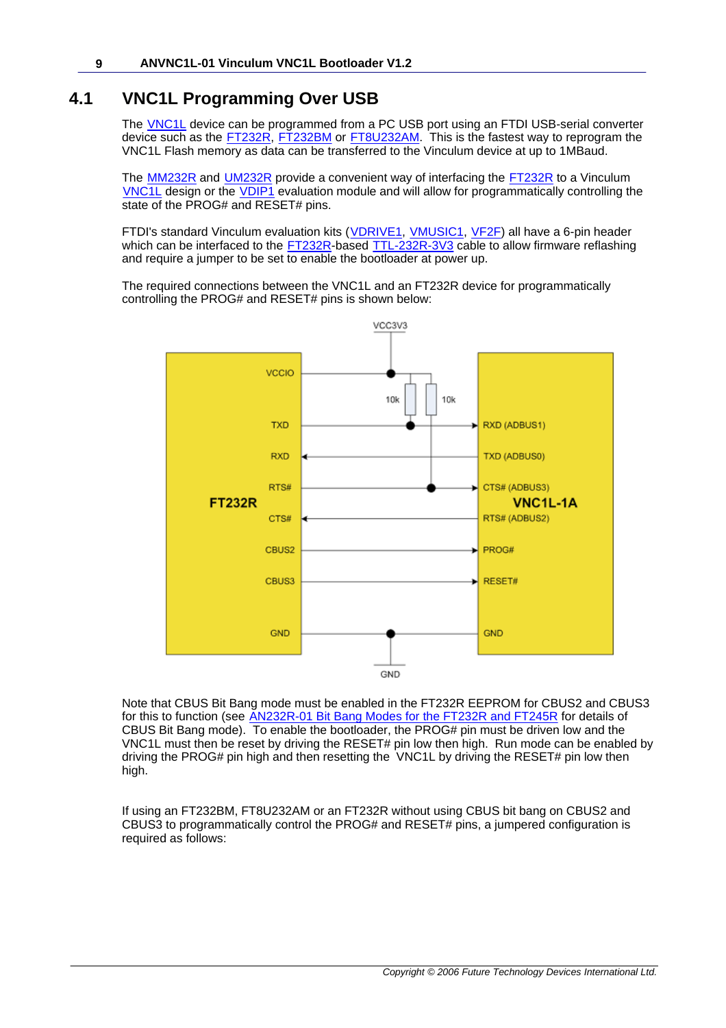## 4.1 VNC1L Programming Over USB

The VNC1L device can be programmed from a PC USB port using an FTDI USB-serial converter device such as the FT232R, FT232BM or FT8U232AM. This is the fastest way to reprogram the VNC1L Flash memory as data can be transferred to the Vinculum device at up to 1MBaud.

The MM232R and UM232R provide a convenient way of interfacing the FT232R to a Vinculum VNC1L design or the VDIP1 evaluation module and will allow for programmatically controlling the state of the PROG# and RESET# pins.

FTDI's standard Vinculum evaluation kits (VDRIVE1, VMUSIC1, VF2F) all have a 6-pin header which can be interfaced to the FT232R-based TTL-232R-3V3 cable to allow firmware reflashing and require a jumper to be set to enable the bootloader at power up.

The required connections between the VNC1L and an FT232R device for programmatically controlling the PROG# and RESET# pins is shown below:

Note that CBUS Bit Bang mode must be enabled in the FT232R EEPROM for CBUS2 and CBUS3 for this to function (see AN232R-01 Bit Bang Modes for the FT232R and FT245R for details of CBUS Bit Bang mode). To enable the bootloader, the PROG# pin must be driven low and the VNC1L must then be reset by driving the RESET# pin low then high. Run mode can be enabled by driving the PROG# pin high and then resetting the VNC1L by driving the RESET# pin low then high.

If using an FT232BM, FT8U232AM or an FT232R without using CBUS bit bang on CBUS2 and CBUS3 to programmatically control the PROG# and RESET# pins, a jumpered configuration is required as follows: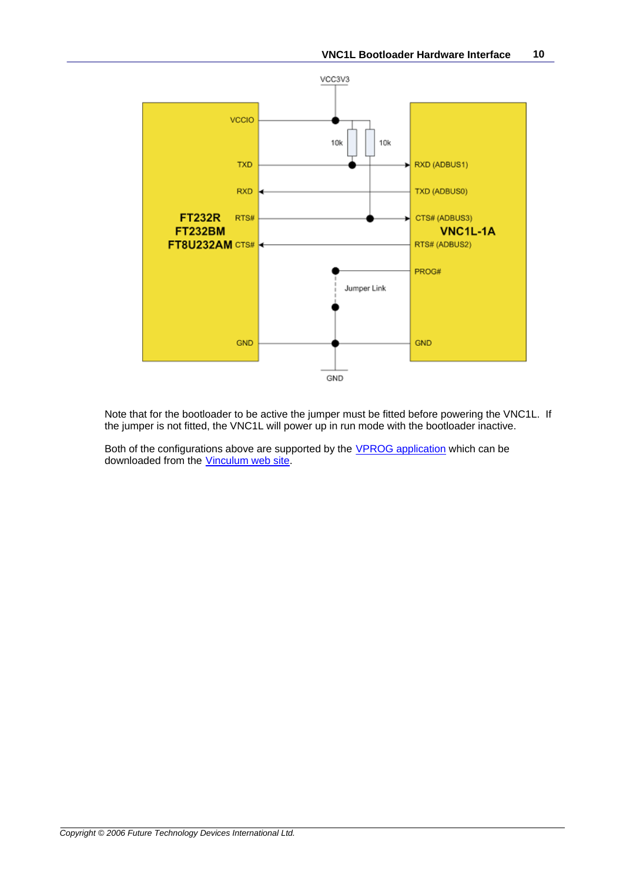Note that for the bootloader to be active the jumper must be fitted before powering the VNC1L. If the jumper is not fitted, the VNC1L will power up in run mode with the bootloader inactive.

Both of the configurations above are supported by the VPROG application which can be downloaded from the Vinculum web site.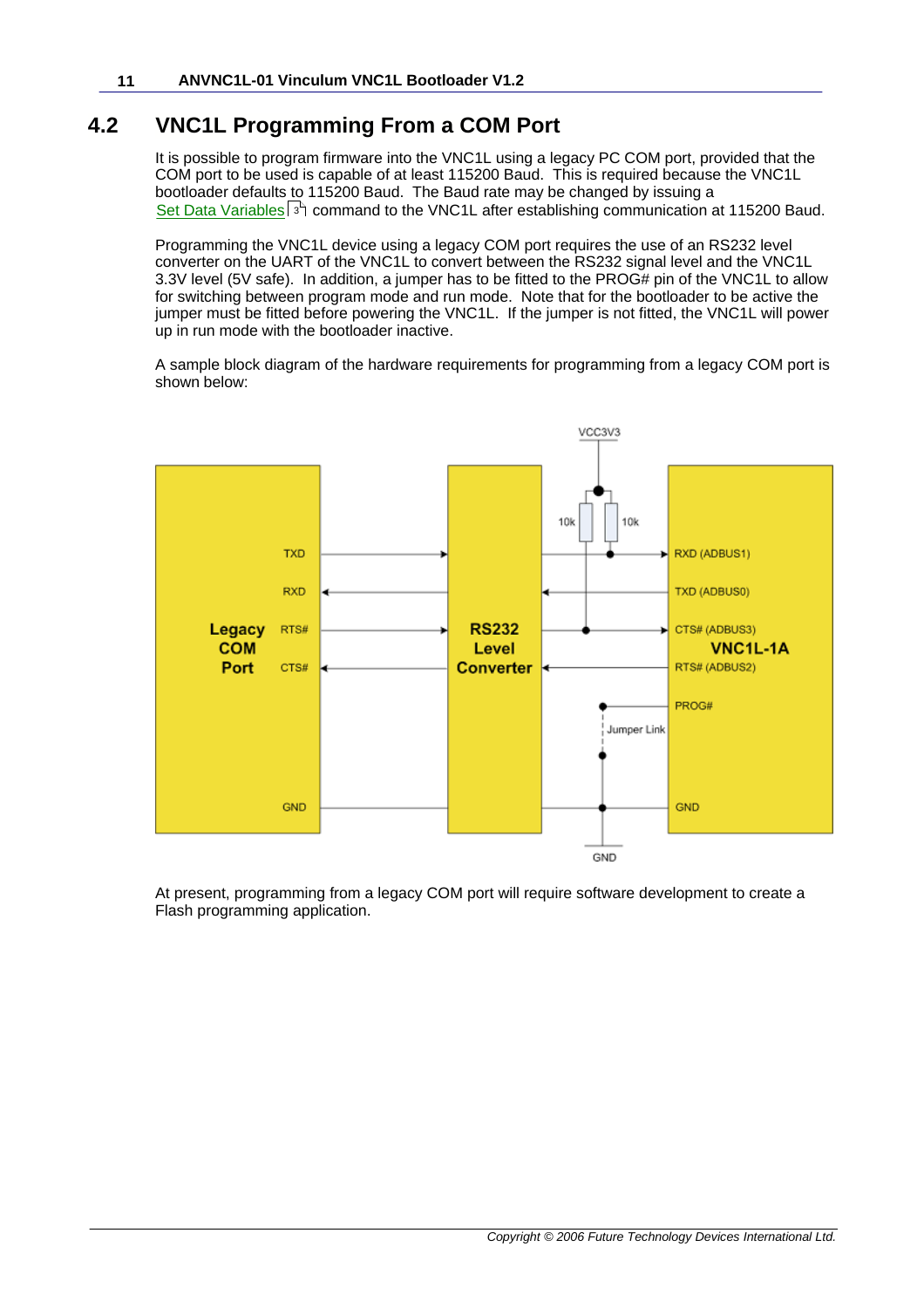## 4.2 VNC1L Programming From a COM Port

It is possible to program firmware into the VNC1L using a legacy PC COM port, provided that the COM port to be used is capable of at least 115200 Baud. This is required because the VNC1L bootloader defaults to 115200 Baud. The Baud rate may be changed by issuing a Set Data Variables 3 command to the VNC1L after establishing communication at 115200 Baud.

Programming the VNC1L device using a legacy COM port requires the use of an RS232 level converter on the UART of the VNC1L to convert between the RS232 signal level and the VNC1L 3.3V level (5V safe). In addition, a jumper has to be fitted to the PROG# pin of the VNC1L to allow for switching between program mode and run mode. Note that for the bootloader to be active the jumper must be fitted before powering the VNC1L. If the jumper is not fitted, the VNC1L will power up in run mode with the bootloader inactive.

A sample block diagram of the hardware requirements for programming from a legacy COM port is shown below:

At present, programming from a legacy COM port will require software development to create a Flash programming application.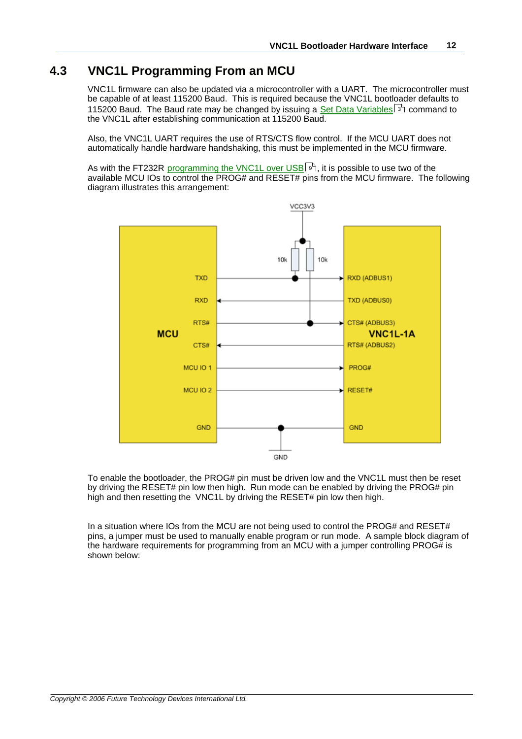## 4.3 VNC1L Programming From an MCU

VNC1L firmware can also be updated via a microcontroller with a UART. The microcontroller must be capable of at least 115200 Baud. This is required because the VNC1L bootloader defaults to 115200 Baud. The Baud rate may be changed by issuing a Set Data Variables [3] command to the VNC1L after establishing communication at 115200 Baud.

Also, the VNC1L UART requires the use of RTS/CTS flow control. If the MCU UART does not automatically handle hardware handshaking, this must be implemented in the MCU firmware.

As with the FT232R programming the VNC1L over USB [9], it is possible to use two of the available MCU IOs to control the PROG# and RESET# pins from the MCU firmware. The following diagram illustrates this arrangement:

To enable the bootloader, the PROG# pin must be driven low and the VNC1L must then be reset by driving the RESET# pin low then high. Run mode can be enabled by driving the PROG# pin high and then resetting the VNC1L by driving the RESET# pin low then high.

In a situation where IOs from the MCU are not being used to control the PROG# and RESET# pins, a jumper must be used to manually enable program or run mode. A sample block diagram of the hardware requirements for programming from an MCU with a jumper controlling PROG# is shown below: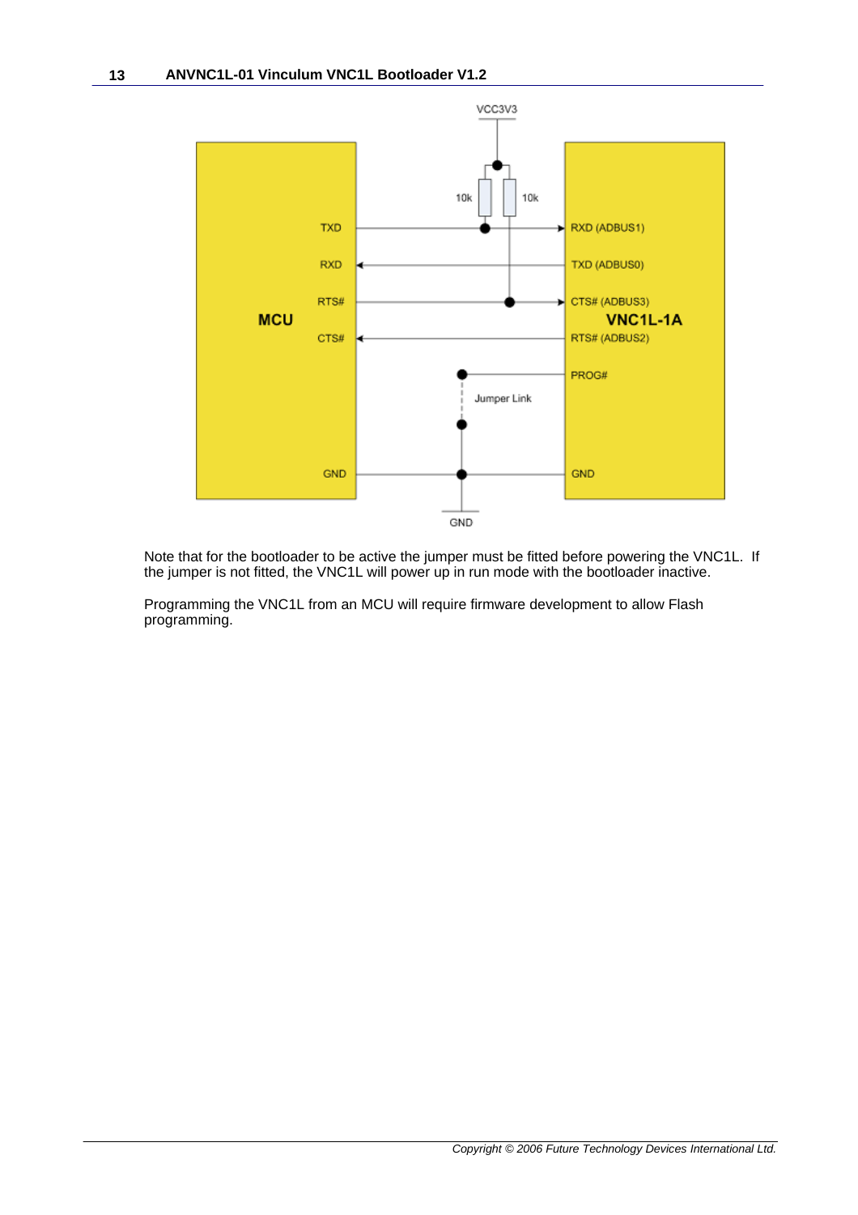Note that for the bootloader to be active the jumper must be fitted before powering the VNC1L. If the jumper is not fitted, the VNC1L will power up in run mode with the bootloader inactive.

Programming the VNC1L from an MCU will require firmware development to allow Flash programming.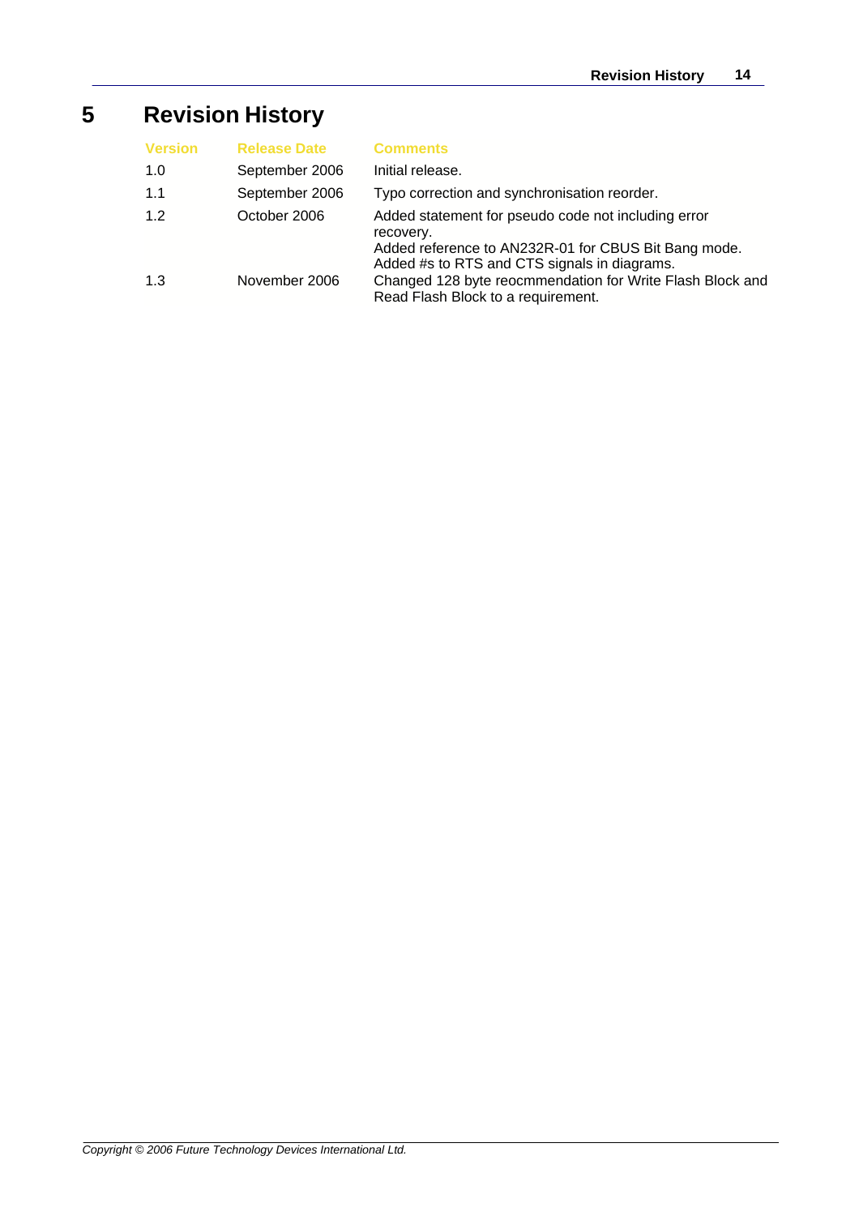# 5 Revision History

| Version | Release Date | Comments |
|---|---|---|
| 1.0 | September 2006 | Initial release. |
| 1.1 | September 2006 | Typo correction and synchronisation reorder. |
| 1.2 | October 2006 | Added statement for pseudo code not including error recovery.<br>Added reference to AN232R-01 for CBUS Bit Bang mode.<br>Added #s to RTS and CTS signals in diagrams. |
| 1.3 | November 2006 | Changed 128 byte reocmmendation for Write Flash Block and Read Flash Block to a requirement. |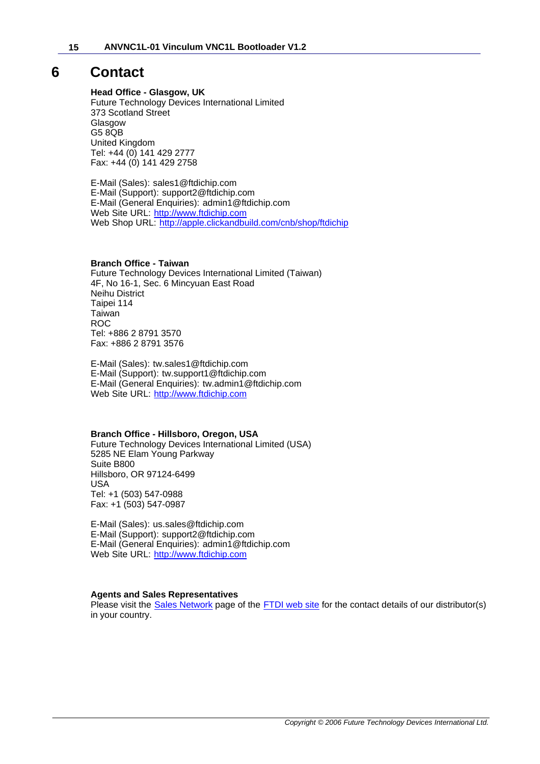# 6 Contact

**Head Office - Glasgow, UK**
Future Technology Devices International Limited
373 Scotland Street
Glasgow
G5 8QB
United Kingdom
Tel: +44 (0) 141 429 2777
Fax: +44 (0) 141 429 2758

E-Mail (Sales): sales1@ftdichip.com
E-Mail (Support): support2@ftdichip.com
E-Mail (General Enquiries): admin1@ftdichip.com
Web Site URL: http://www.ftdichip.com
Web Shop URL: http://apple.clickandbuild.com/cnb/shop/ftdichip

**Branch Office - Taiwan**
Future Technology Devices International Limited (Taiwan)
4F, No 16-1, Sec. 6 Mincyuan East Road
Neihu District
Taipei 114
Taiwan
ROC
Tel: +886 2 8791 3570
Fax: +886 2 8791 3576

E-Mail (Sales): tw.sales1@ftdichip.com
E-Mail (Support): tw.support1@ftdichip.com
E-Mail (General Enquiries): tw.admin1@ftdichip.com
Web Site URL: http://www.ftdichip.com

**Branch Office - Hillsboro, Oregon, USA**
Future Technology Devices International Limited (USA)
5285 NE Elam Young Parkway
Suite B800
Hillsboro, OR 97124-6499
USA
Tel: +1 (503) 547-0988
Fax: +1 (503) 547-0987

E-Mail (Sales): us.sales@ftdichip.com
E-Mail (Support): support2@ftdichip.com
E-Mail (General Enquiries): admin1@ftdichip.com
Web Site URL: http://www.ftdichip.com

**Agents and Sales Representatives**
Please visit the Sales Network page of the FTDI web site for the contact details of our distributor(s) in your country.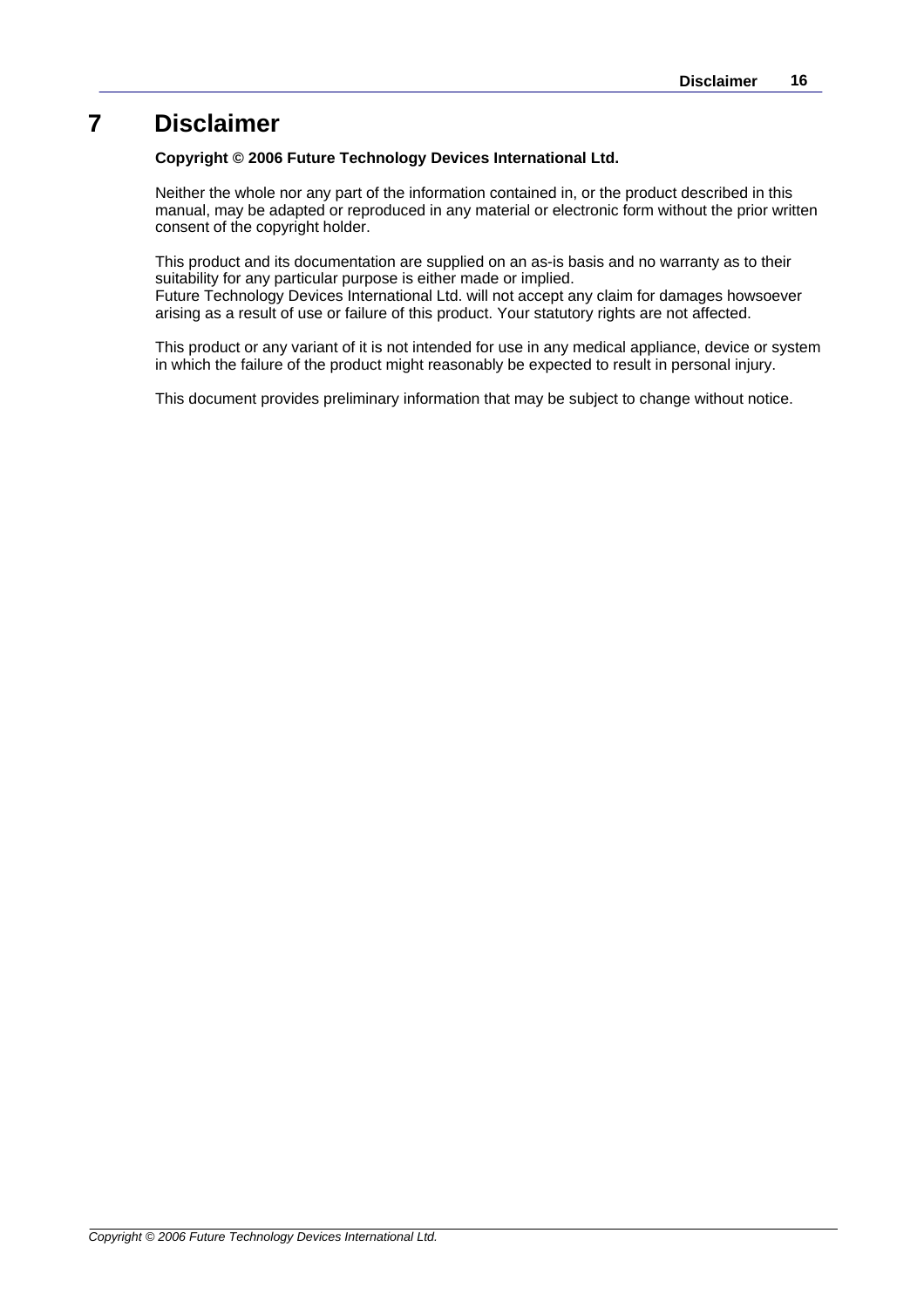# 7 Disclaimer

**Copyright © 2006 Future Technology Devices International Ltd.**

Neither the whole nor any part of the information contained in, or the product described in this manual, may be adapted or reproduced in any material or electronic form without the prior written consent of the copyright holder.

This product and its documentation are supplied on an as-is basis and no warranty as to their suitability for any particular purpose is either made or implied.
Future Technology Devices International Ltd. will not accept any claim for damages howsoever arising as a result of use or failure of this product. Your statutory rights are not affected.

This product or any variant of it is not intended for use in any medical appliance, device or system in which the failure of the product might reasonably be expected to result in personal injury.

This document provides preliminary information that may be subject to change without notice.